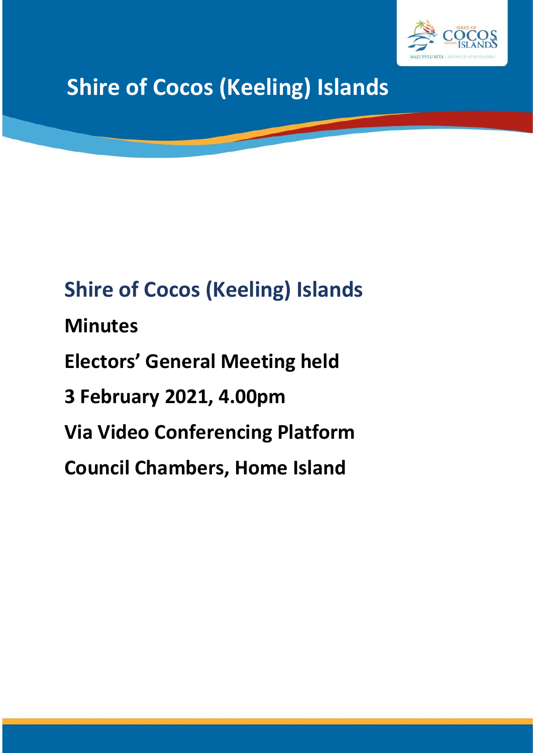# Shire of Cocos (Keeling) Islands

## Shire of Cocos (Keeling) Islands

**Minutes**

**Electors' General Meeting held**

**3 February 2021, 4.00pm**

**Via Video Conferencing Platform**

**Council Chambers, Home Island**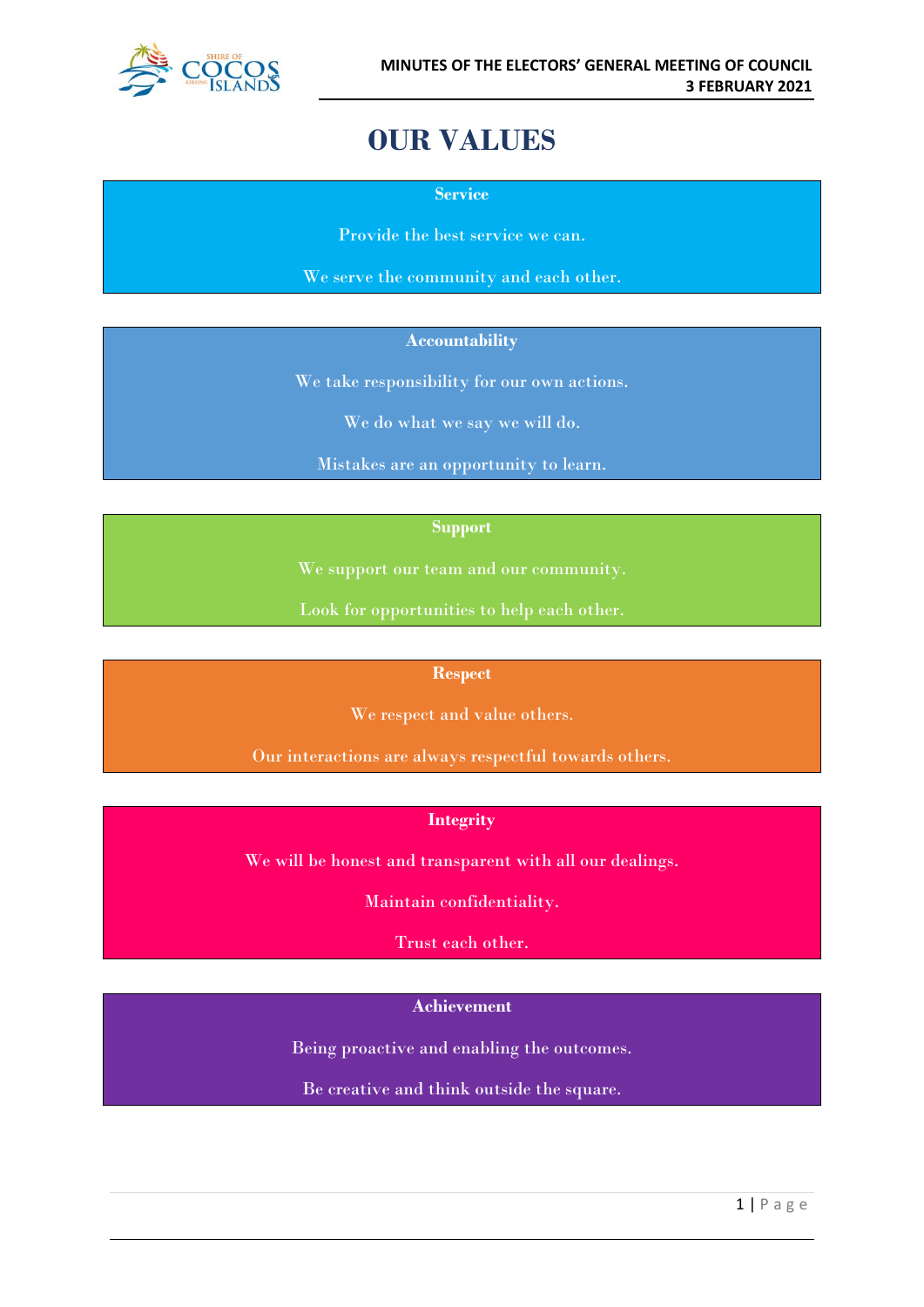# OUR VALUES

**Service**

Provide the best service we can.

We serve the community and each other.

**Accountability**

We take responsibility for our own actions.

We do what we say we will do.

Mistakes are an opportunity to learn.

**Support**

We support our team and our community.

Look for opportunities to help each other.

**Respect**

We respect and value others.

Our interactions are always respectful towards others.

**Integrity**

We will be honest and transparent with all our dealings.

Maintain confidentiality.

Trust each other.

**Achievement**

Being proactive and enabling the outcomes.

Be creative and think outside the square.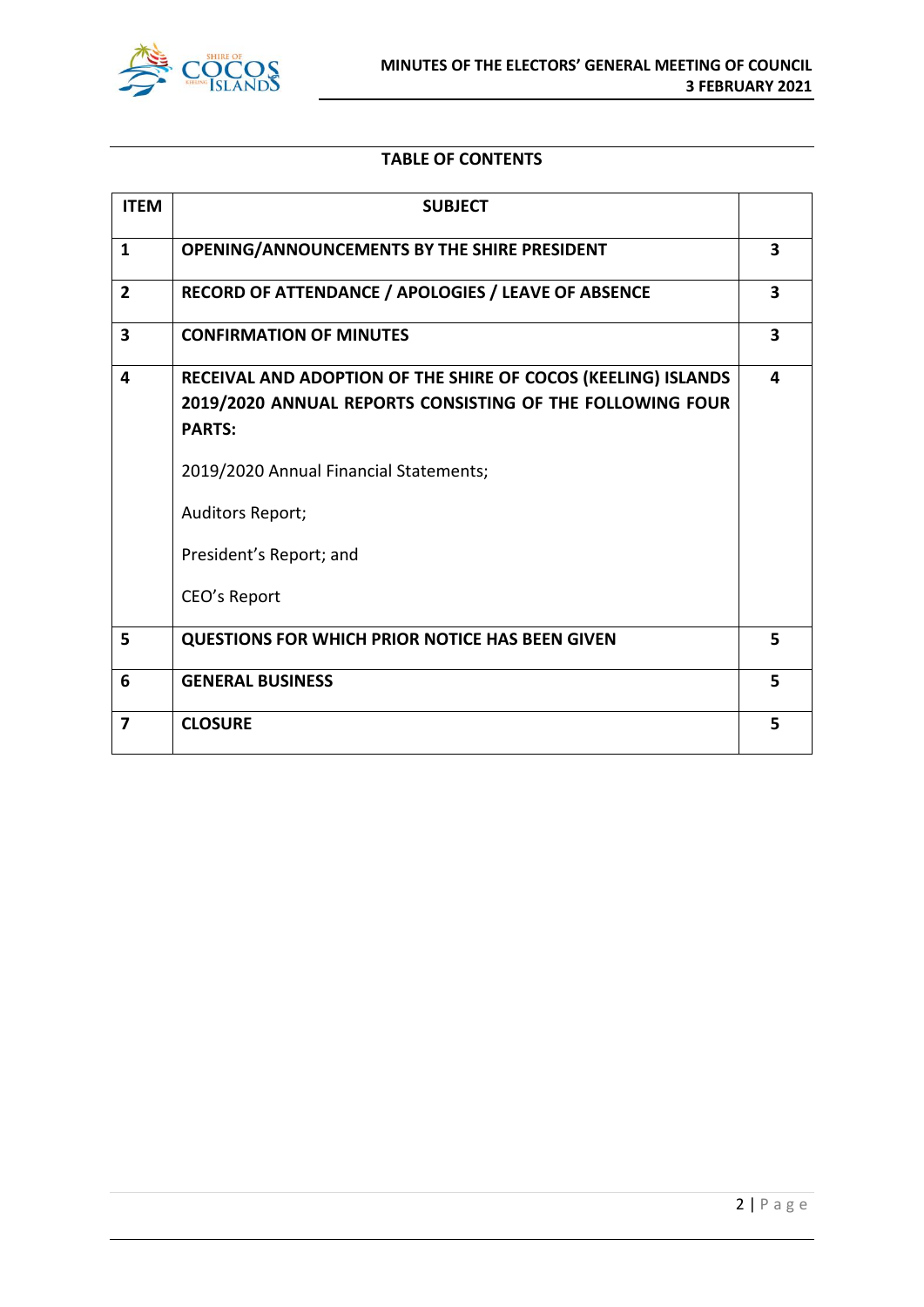## TABLE OF CONTENTS

| ITEM | SUBJECT | |
|---|---|---|
| **1** | **OPENING/ANNOUNCEMENTS BY THE SHIRE PRESIDENT** | **3** |
| **2** | **RECORD OF ATTENDANCE / APOLOGIES / LEAVE OF ABSENCE** | **3** |
| **3** | **CONFIRMATION OF MINUTES** | **3** |
| **4** | **RECEIVAL AND ADOPTION OF THE SHIRE OF COCOS (KEELING) ISLANDS 2019/2020 ANNUAL REPORTS CONSISTING OF THE FOLLOWING FOUR PARTS:**<br><br>2019/2020 Annual Financial Statements;<br><br>Auditors Report;<br><br>President's Report; and<br><br>CEO's Report | **4** |
| **5** | **QUESTIONS FOR WHICH PRIOR NOTICE HAS BEEN GIVEN** | **5** |
| **6** | **GENERAL BUSINESS** | **5** |
| **7** | **CLOSURE** | **5** |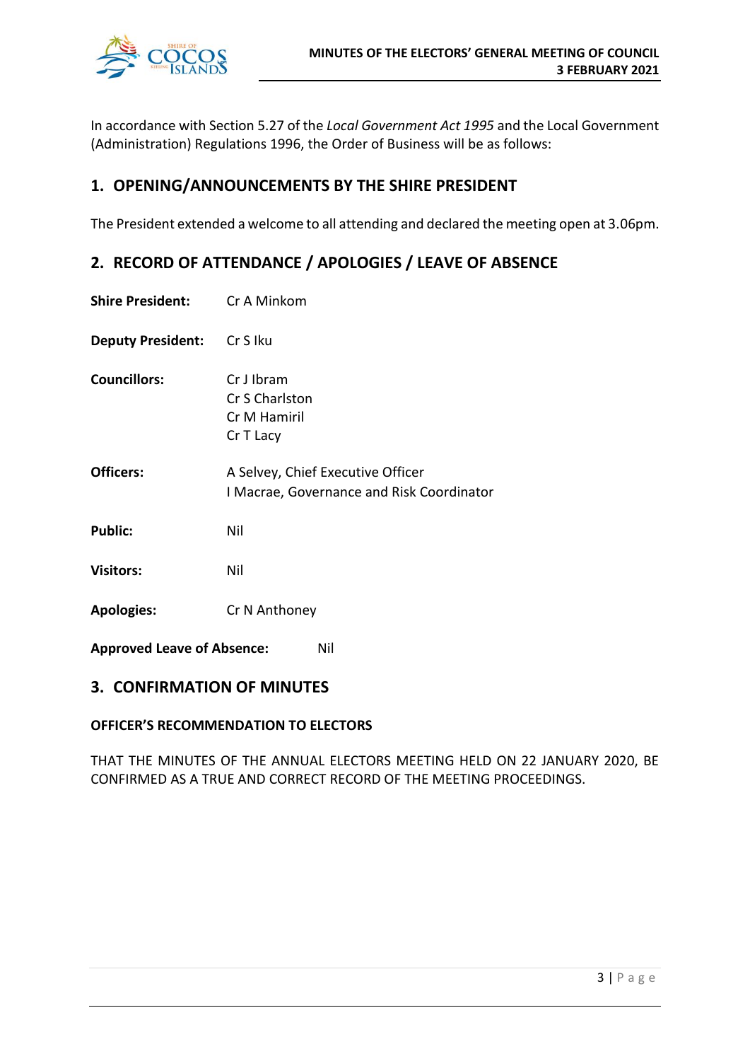In accordance with Section 5.27 of the *Local Government Act 1995* and the Local Government (Administration) Regulations 1996, the Order of Business will be as follows:

## 1. OPENING/ANNOUNCEMENTS BY THE SHIRE PRESIDENT

The President extended a welcome to all attending and declared the meeting open at 3.06pm.

## 2. RECORD OF ATTENDANCE / APOLOGIES / LEAVE OF ABSENCE

**Shire President:** Cr A Minkom

**Deputy President:** Cr S Iku

**Councillors:** Cr J Ibram
Cr S Charlston
Cr M Hamiril
Cr T Lacy

**Officers:** A Selvey, Chief Executive Officer
I Macrae, Governance and Risk Coordinator

**Public:** Nil

**Visitors:** Nil

**Apologies:** Cr N Anthoney

**Approved Leave of Absence:** Nil

## 3. CONFIRMATION OF MINUTES

**OFFICER'S RECOMMENDATION TO ELECTORS**

THAT THE MINUTES OF THE ANNUAL ELECTORS MEETING HELD ON 22 JANUARY 2020, BE CONFIRMED AS A TRUE AND CORRECT RECORD OF THE MEETING PROCEEDINGS.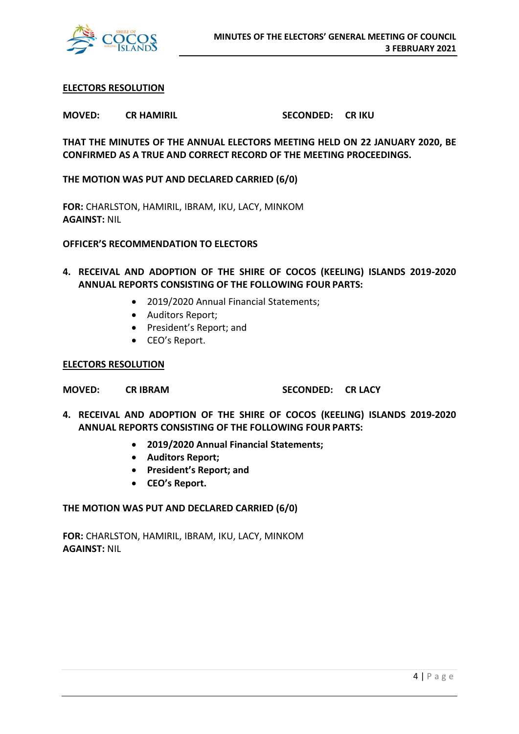**ELECTORS RESOLUTION**

**MOVED: CR HAMIRIL SECONDED: CR IKU**

**THAT THE MINUTES OF THE ANNUAL ELECTORS MEETING HELD ON 22 JANUARY 2020, BE CONFIRMED AS A TRUE AND CORRECT RECORD OF THE MEETING PROCEEDINGS.**

**THE MOTION WAS PUT AND DECLARED CARRIED (6/0)**

**FOR:** CHARLSTON, HAMIRIL, IBRAM, IKU, LACY, MINKOM
**AGAINST:** NIL

**OFFICER'S RECOMMENDATION TO ELECTORS**

4. **RECEIVAL AND ADOPTION OF THE SHIRE OF COCOS (KEELING) ISLANDS 2019-2020 ANNUAL REPORTS CONSISTING OF THE FOLLOWING FOUR PARTS:**
   - 2019/2020 Annual Financial Statements;
   - Auditors Report;
   - President's Report; and
   - CEO's Report.

**ELECTORS RESOLUTION**

**MOVED: CR IBRAM SECONDED: CR LACY**

4. **RECEIVAL AND ADOPTION OF THE SHIRE OF COCOS (KEELING) ISLANDS 2019-2020 ANNUAL REPORTS CONSISTING OF THE FOLLOWING FOUR PARTS:**
   - **2019/2020 Annual Financial Statements;**
   - **Auditors Report;**
   - **President's Report; and**
   - **CEO's Report.**

**THE MOTION WAS PUT AND DECLARED CARRIED (6/0)**

**FOR:** CHARLSTON, HAMIRIL, IBRAM, IKU, LACY, MINKOM
**AGAINST:** NIL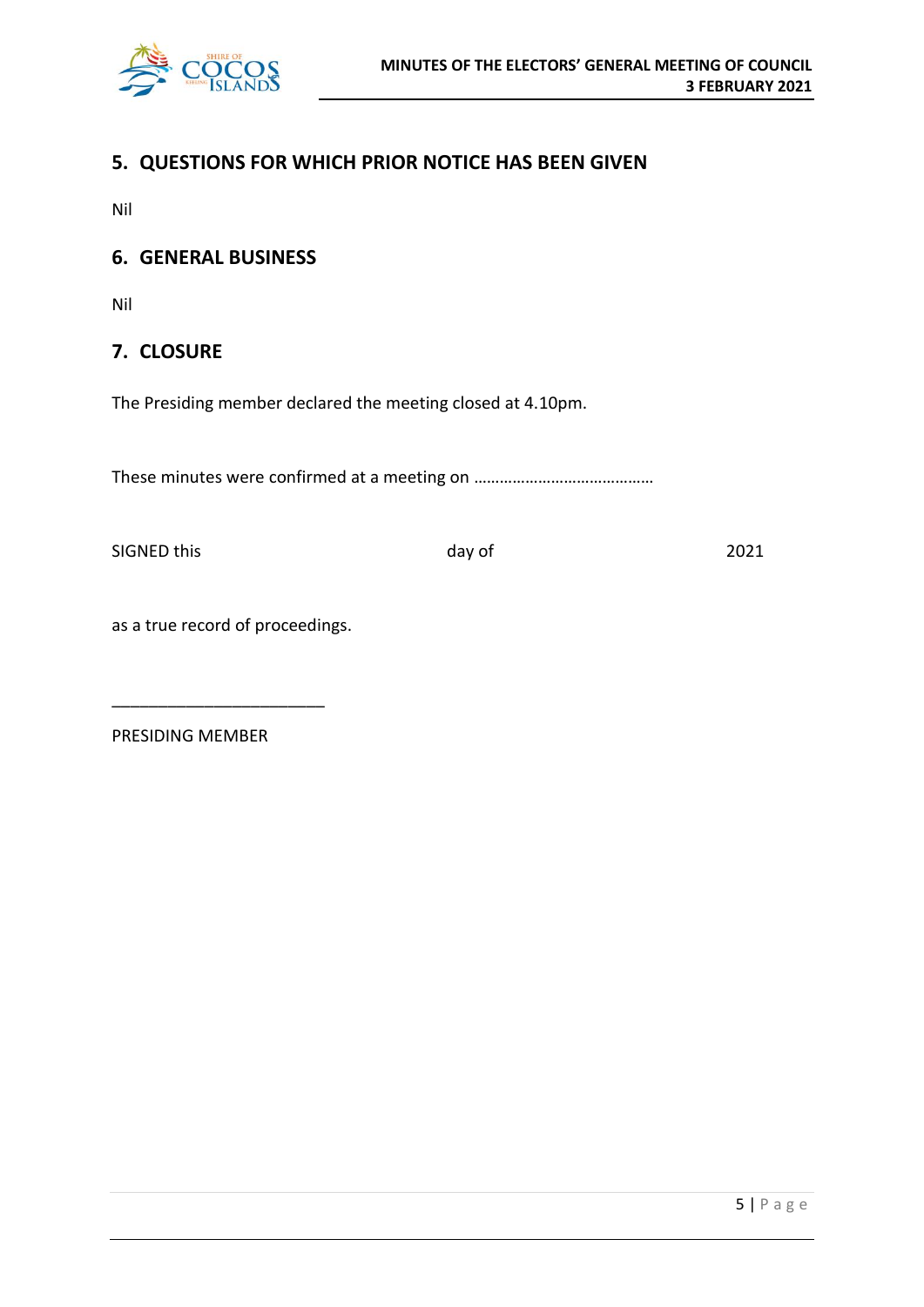## 5. QUESTIONS FOR WHICH PRIOR NOTICE HAS BEEN GIVEN

Nil

## 6. GENERAL BUSINESS

Nil

## 7. CLOSURE

The Presiding member declared the meeting closed at 4.10pm.

These minutes were confirmed at a meeting on ……………………………………

SIGNED this                    day of                    2021

as a true record of proceedings.

_______________________

PRESIDING MEMBER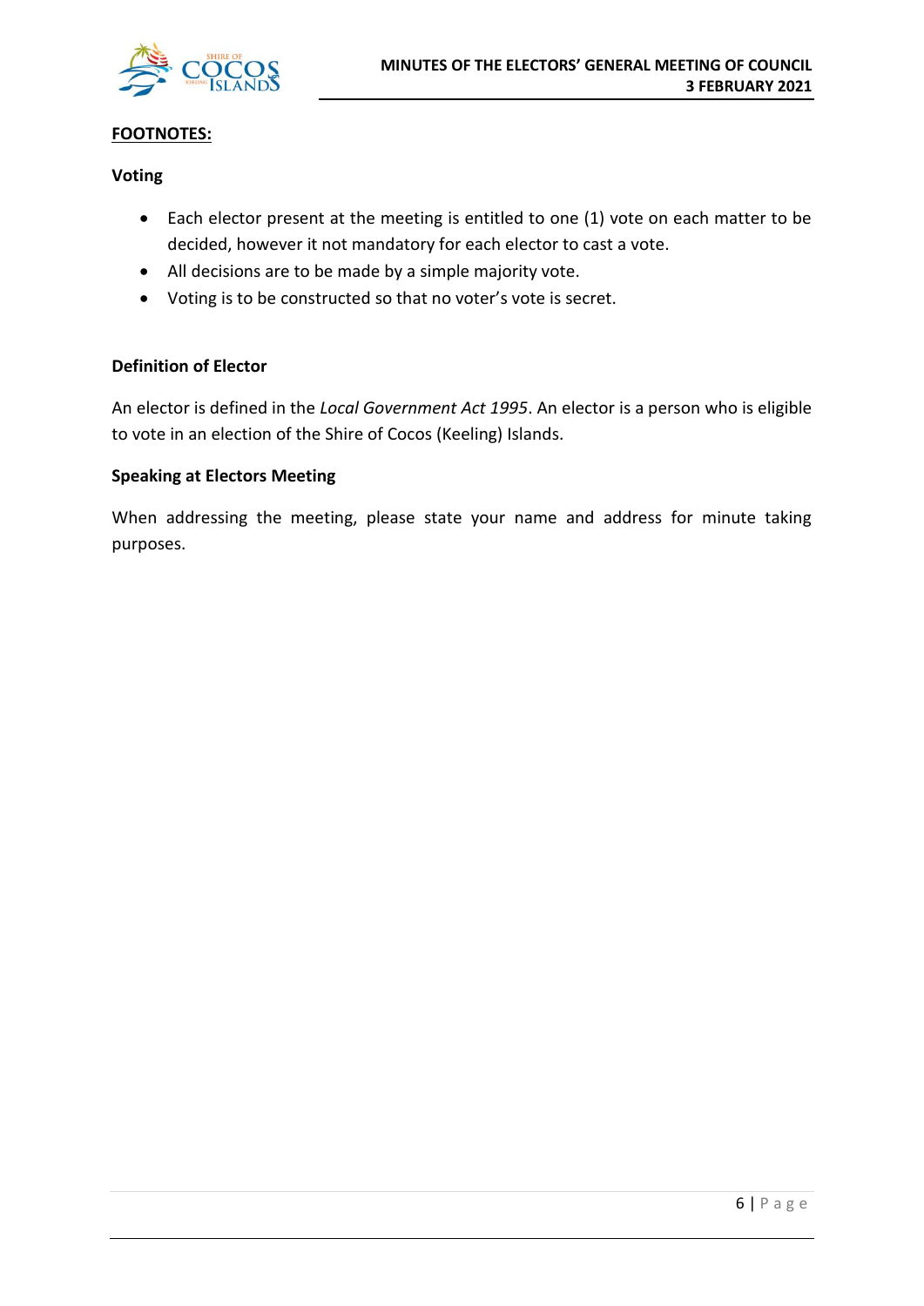## FOOTNOTES:

### Voting

- Each elector present at the meeting is entitled to one (1) vote on each matter to be decided, however it not mandatory for each elector to cast a vote.
- All decisions are to be made by a simple majority vote.
- Voting is to be constructed so that no voter's vote is secret.

### Definition of Elector

An elector is defined in the *Local Government Act 1995*. An elector is a person who is eligible to vote in an election of the Shire of Cocos (Keeling) Islands.

### Speaking at Electors Meeting

When addressing the meeting, please state your name and address for minute taking purposes.